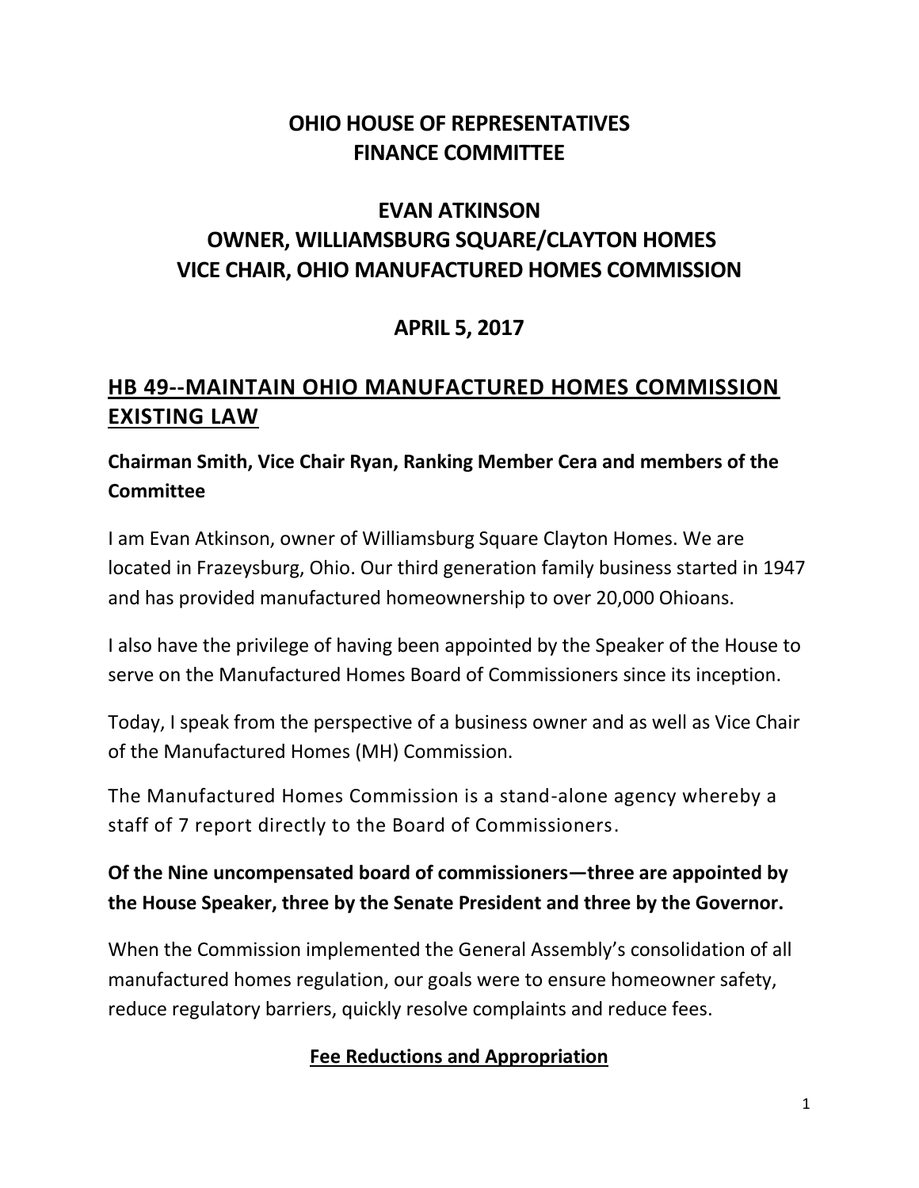# OHIO HOUSE OF REPRESENTATIVES
# FINANCE COMMITTEE

## EVAN ATKINSON
## OWNER, WILLIAMSBURG SQUARE/CLAYTON HOMES
## VICE CHAIR, OHIO MANUFACTURED HOMES COMMISSION

## APRIL 5, 2017

## HB 49--MAINTAIN OHIO MANUFACTURED HOMES COMMISSION EXISTING LAW

**Chairman Smith, Vice Chair Ryan, Ranking Member Cera and members of the Committee**

I am Evan Atkinson, owner of Williamsburg Square Clayton Homes. We are located in Frazeysburg, Ohio. Our third generation family business started in 1947 and has provided manufactured homeownership to over 20,000 Ohioans.

I also have the privilege of having been appointed by the Speaker of the House to serve on the Manufactured Homes Board of Commissioners since its inception.

Today, I speak from the perspective of a business owner and as well as Vice Chair of the Manufactured Homes (MH) Commission.

The Manufactured Homes Commission is a stand-alone agency whereby a staff of 7 report directly to the Board of Commissioners.

**Of the Nine uncompensated board of commissioners—three are appointed by the House Speaker, three by the Senate President and three by the Governor.**

When the Commission implemented the General Assembly's consolidation of all manufactured homes regulation, our goals were to ensure homeowner safety, reduce regulatory barriers, quickly resolve complaints and reduce fees.

### Fee Reductions and Appropriation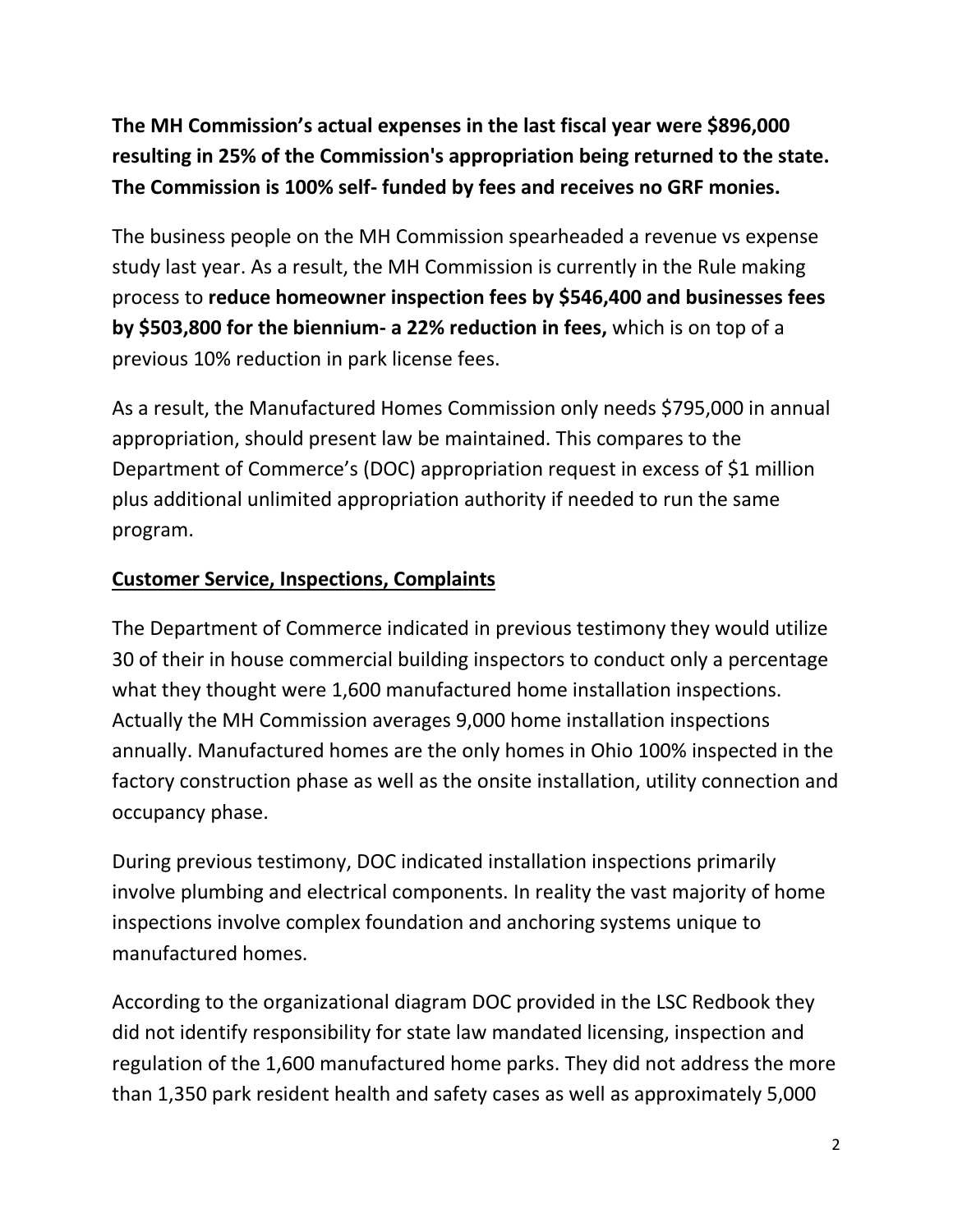**The MH Commission's actual expenses in the last fiscal year were $896,000 resulting in 25% of the Commission's appropriation being returned to the state. The Commission is 100% self- funded by fees and receives no GRF monies.**

The business people on the MH Commission spearheaded a revenue vs expense study last year. As a result, the MH Commission is currently in the Rule making process to **reduce homeowner inspection fees by $546,400 and businesses fees by $503,800 for the biennium- a 22% reduction in fees,** which is on top of a previous 10% reduction in park license fees.

As a result, the Manufactured Homes Commission only needs $795,000 in annual appropriation, should present law be maintained. This compares to the Department of Commerce's (DOC) appropriation request in excess of $1 million plus additional unlimited appropriation authority if needed to run the same program.

**Customer Service, Inspections, Complaints**

The Department of Commerce indicated in previous testimony they would utilize 30 of their in house commercial building inspectors to conduct only a percentage what they thought were 1,600 manufactured home installation inspections. Actually the MH Commission averages 9,000 home installation inspections annually. Manufactured homes are the only homes in Ohio 100% inspected in the factory construction phase as well as the onsite installation, utility connection and occupancy phase.

During previous testimony, DOC indicated installation inspections primarily involve plumbing and electrical components. In reality the vast majority of home inspections involve complex foundation and anchoring systems unique to manufactured homes.

According to the organizational diagram DOC provided in the LSC Redbook they did not identify responsibility for state law mandated licensing, inspection and regulation of the 1,600 manufactured home parks. They did not address the more than 1,350 park resident health and safety cases as well as approximately 5,000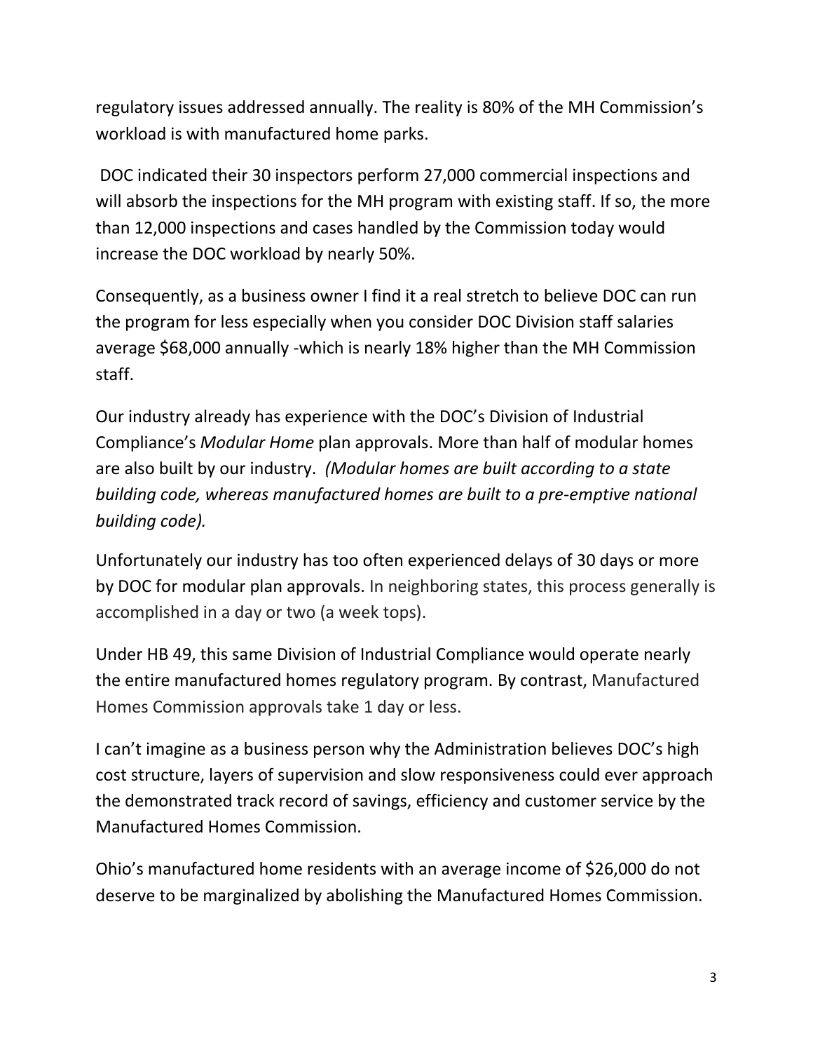regulatory issues addressed annually. The reality is 80% of the MH Commission's workload is with manufactured home parks.

DOC indicated their 30 inspectors perform 27,000 commercial inspections and will absorb the inspections for the MH program with existing staff. If so, the more than 12,000 inspections and cases handled by the Commission today would increase the DOC workload by nearly 50%.

Consequently, as a business owner I find it a real stretch to believe DOC can run the program for less especially when you consider DOC Division staff salaries average $68,000 annually -which is nearly 18% higher than the MH Commission staff.

Our industry already has experience with the DOC's Division of Industrial Compliance's *Modular Home* plan approvals. More than half of modular homes are also built by our industry. *(Modular homes are built according to a state building code, whereas manufactured homes are built to a pre-emptive national building code).*

Unfortunately our industry has too often experienced delays of 30 days or more by DOC for modular plan approvals. In neighboring states, this process generally is accomplished in a day or two (a week tops).

Under HB 49, this same Division of Industrial Compliance would operate nearly the entire manufactured homes regulatory program. By contrast, Manufactured Homes Commission approvals take 1 day or less.

I can't imagine as a business person why the Administration believes DOC's high cost structure, layers of supervision and slow responsiveness could ever approach the demonstrated track record of savings, efficiency and customer service by the Manufactured Homes Commission.

Ohio's manufactured home residents with an average income of $26,000 do not deserve to be marginalized by abolishing the Manufactured Homes Commission.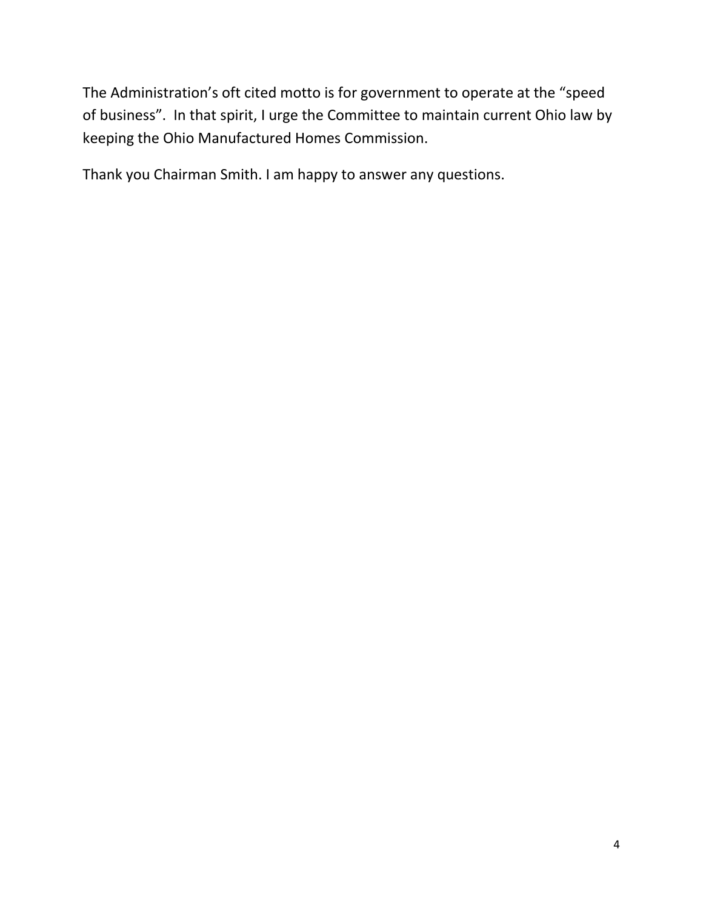The Administration's oft cited motto is for government to operate at the "speed of business". In that spirit, I urge the Committee to maintain current Ohio law by keeping the Ohio Manufactured Homes Commission.

Thank you Chairman Smith. I am happy to answer any questions.